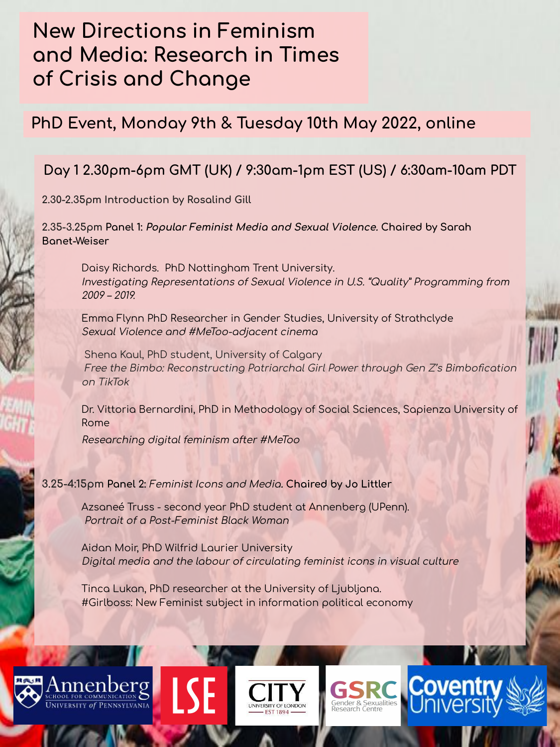# New Directions in Feminism and Media: Research in Times of Crisis and Change

## PhD Event, Monday 9th & Tuesday 10th May 2022, online

### Day 1 2.30pm-6pm GMT (UK) / 9:30am-1pm EST (US) / 6:30am-10am PDT

2.30-2.35pm Introduction by Rosalind Gill

2.35-3.25pm **Panel 1:** ***Popular Feminist Media and Sexual Violence.*** **Chaired by Sarah Banet-Weiser**

> Daisy Richards. PhD Nottingham Trent University.
> *Investigating Representations of Sexual Violence in U.S. "Quality" Programming from 2009 – 2019.*
>
> Emma Flynn PhD Researcher in Gender Studies, University of Strathclyde
> *Sexual Violence and #MeToo-adjacent cinema*
>
> Shena Kaul, PhD student, University of Calgary
> *Free the Bimbo: Reconstructing Patriarchal Girl Power through Gen Z's Bimbofication on TikTok*
>
> Dr. Vittoria Bernardini, PhD in Methodology of Social Sciences, Sapienza University of Rome
> *Researching digital feminism after #MeToo*

3.25-4:15pm **Panel 2:** *Feminist Icons and Media.* **Chaired by Jo Littler**

> Azsaneé Truss - second year PhD student at Annenberg (UPenn).
> *Portrait of a Post-Feminist Black Woman*
>
> Aidan Moir, PhD Wilfrid Laurier University
> *Digital media and the labour of circulating feminist icons in visual culture*
>
> Tinca Lukan, PhD researcher at the University of Ljubljana.
> #Girlboss: New Feminist subject in information political economy

Annenberg School for Communication, University of Pennsylvania | LSE | City University of London EST 1894 | GSRC Gender & Sexualities Research Centre | Coventry University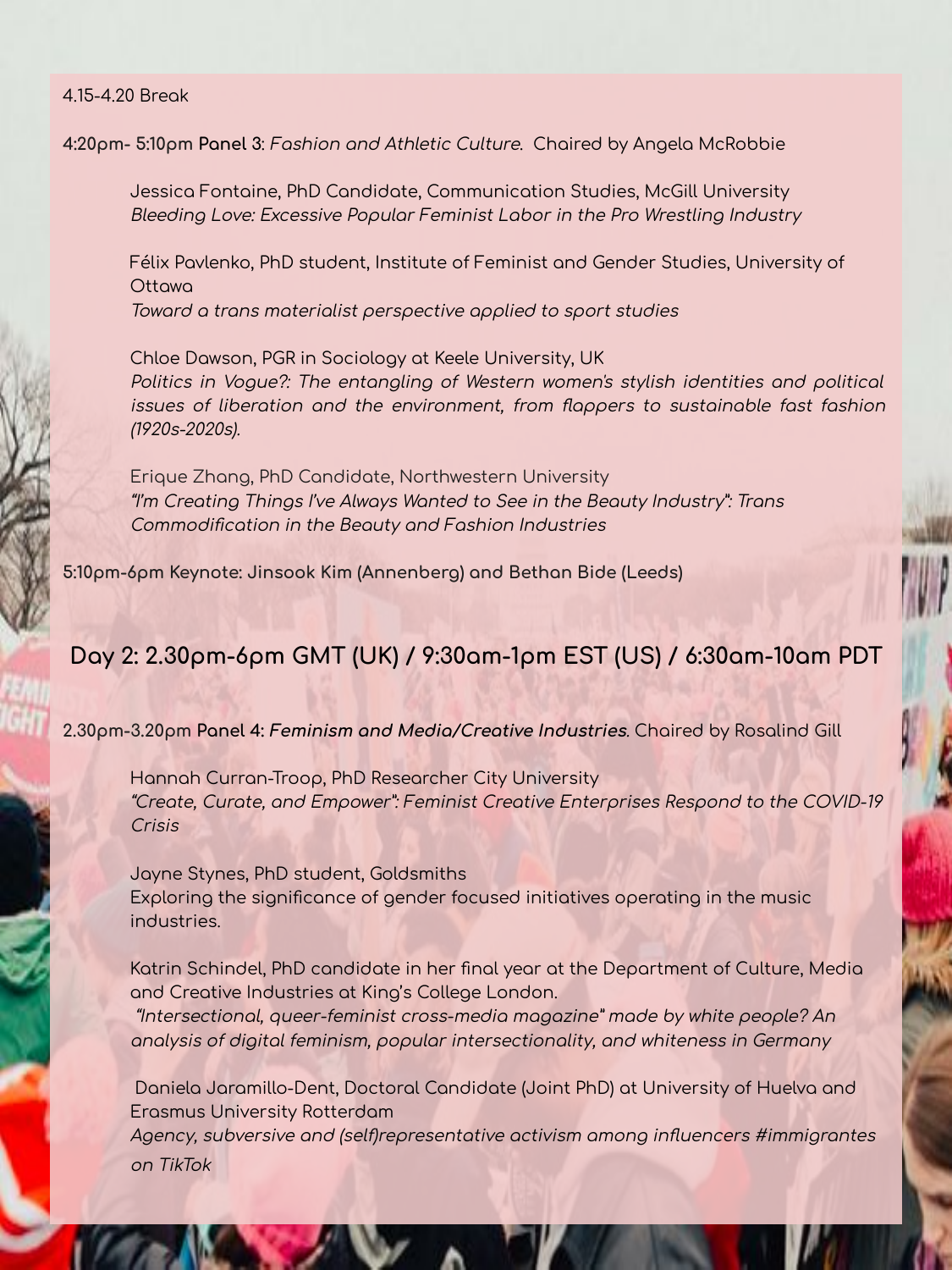4.15-4.20 Break

**4:20pm- 5:10pm Panel 3**: *Fashion and Athletic Culture*. Chaired by Angela McRobbie

Jessica Fontaine, PhD Candidate, Communication Studies, McGill University
*Bleeding Love: Excessive Popular Feminist Labor in the Pro Wrestling Industry*

Félix Pavlenko, PhD student, Institute of Feminist and Gender Studies, University of Ottawa
*Toward a trans materialist perspective applied to sport studies*

Chloe Dawson, PGR in Sociology at Keele University, UK
*Politics in Vogue?: The entangling of Western women's stylish identities and political issues of liberation and the environment, from flappers to sustainable fast fashion (1920s-2020s).*

Erique Zhang, PhD Candidate, Northwestern University
*"I'm Creating Things I've Always Wanted to See in the Beauty Industry": Trans Commodification in the Beauty and Fashion Industries*

**5:10pm-6pm Keynote: Jinsook Kim (Annenberg) and Bethan Bide (Leeds)**

## Day 2: 2.30pm-6pm GMT (UK) / 9:30am-1pm EST (US) / 6:30am-10am PDT

2.30pm-3.20pm **Panel 4:** ***Feminism and Media/Creative Industries***. Chaired by Rosalind Gill

Hannah Curran-Troop, PhD Researcher City University
*"Create, Curate, and Empower": Feminist Creative Enterprises Respond to the COVID-19 Crisis*

Jayne Stynes, PhD student, Goldsmiths
Exploring the significance of gender focused initiatives operating in the music industries.

Katrin Schindel, PhD candidate in her final year at the Department of Culture, Media and Creative Industries at King's College London.
*"Intersectional, queer-feminist cross-media magazine" made by white people? An analysis of digital feminism, popular intersectionality, and whiteness in Germany*

Daniela Jaramillo-Dent, Doctoral Candidate (Joint PhD) at University of Huelva and Erasmus University Rotterdam
*Agency, subversive and (self)representative activism among influencers #immigrantes on TikTok*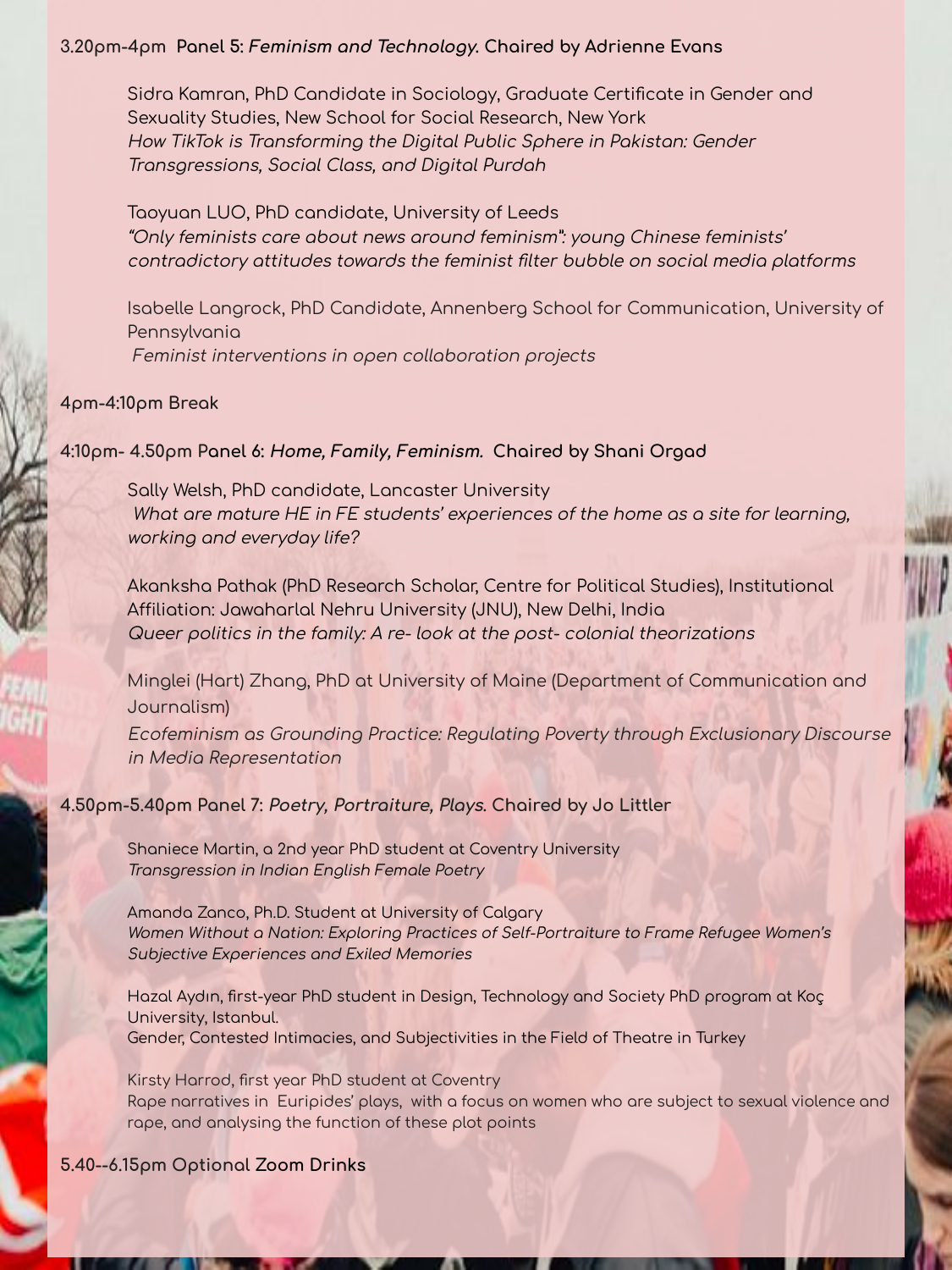**3.20pm-4pm Panel 5: *Feminism and Technology.* Chaired by Adrienne Evans**

Sidra Kamran, PhD Candidate in Sociology, Graduate Certificate in Gender and Sexuality Studies, New School for Social Research, New York
*How TikTok is Transforming the Digital Public Sphere in Pakistan: Gender Transgressions, Social Class, and Digital Purdah*

Taoyuan LUO, PhD candidate, University of Leeds
*"Only feminists care about news around feminism": young Chinese feminists' contradictory attitudes towards the feminist filter bubble on social media platforms*

Isabelle Langrock, PhD Candidate, Annenberg School for Communication, University of Pennsylvania
*Feminist interventions in open collaboration projects*

**4pm-4:10pm Break**

**4:10pm- 4.50pm Panel 6: *Home, Family, Feminism.* Chaired by Shani Orgad**

Sally Welsh, PhD candidate, Lancaster University
*What are mature HE in FE students' experiences of the home as a site for learning, working and everyday life?*

Akanksha Pathak (PhD Research Scholar, Centre for Political Studies), Institutional Affiliation: Jawaharlal Nehru University (JNU), New Delhi, India
*Queer politics in the family: A re- look at the post- colonial theorizations*

Minglei (Hart) Zhang, PhD at University of Maine (Department of Communication and Journalism)
*Ecofeminism as Grounding Practice: Regulating Poverty through Exclusionary Discourse in Media Representation*

**4.50pm-5.40pm Panel 7: *Poetry, Portraiture, Plays.* Chaired by Jo Littler**

Shaniece Martin, a 2nd year PhD student at Coventry University
*Transgression in Indian English Female Poetry*

Amanda Zanco, Ph.D. Student at University of Calgary
*Women Without a Nation: Exploring Practices of Self-Portraiture to Frame Refugee Women's Subjective Experiences and Exiled Memories*

Hazal Aydın, first-year PhD student in Design, Technology and Society PhD program at Koç University, Istanbul.
Gender, Contested Intimacies, and Subjectivities in the Field of Theatre in Turkey

Kirsty Harrod, first year PhD student at Coventry
Rape narratives in Euripides' plays, with a focus on women who are subject to sexual violence and rape, and analysing the function of these plot points

**5.40--6.15pm Optional Zoom Drinks**